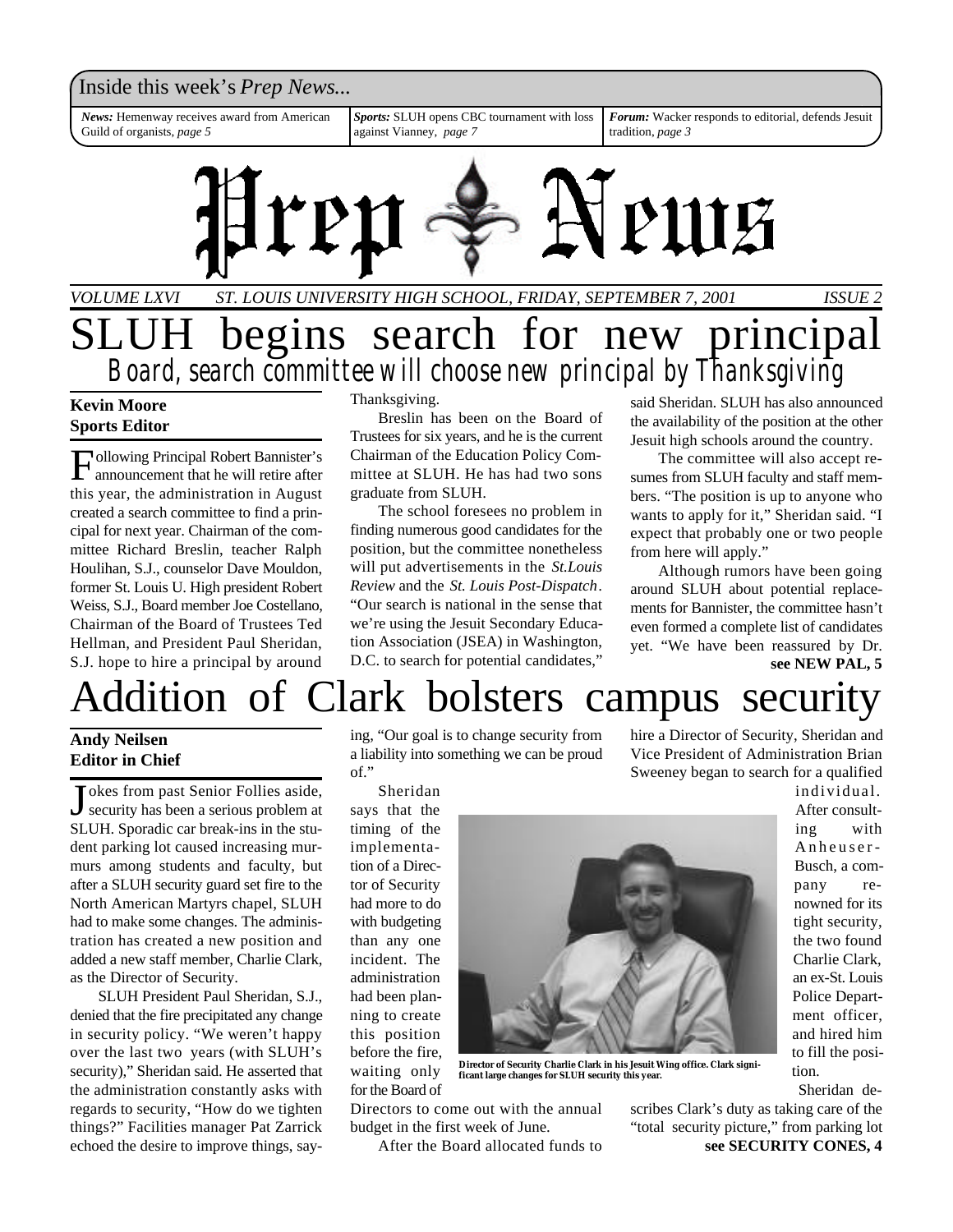Inside this week's *Prep News...*

*News:* Hemenway receives award from American Guild of organists, *page 5*

*Sports:* SLUH opens CBC tournament with loss against Vianney, *page 7*

*Forum:* Wacker responds to editorial, defends Jesuit tradition, *page 3*

# Prep News

*VOLUME LXVI — ST. LOUIS UNIVERSITY HIGH SCHOOL, FRIDAY, SEPTEMBER 7, 2001 — ISSUE 2*

# SLUH begins search for new principal

## Board, search committee will choose new principal by Thanksgiving

**Kevin Moore**
**Sports Editor**

Following Principal Robert Bannister's announcement that he will retire after this year, the administration in August created a search committee to find a principal for next year. Chairman of the committee Richard Breslin, teacher Ralph Houlihan, S.J., counselor Dave Mouldon, former St. Louis U. High president Robert Weiss, S.J., Board member Joe Costellano, Chairman of the Board of Trustees Ted Hellman, and President Paul Sheridan, S.J. hope to hire a principal by around Thanksgiving.

Breslin has been on the Board of Trustees for six years, and he is the current Chairman of the Education Policy Committee at SLUH. He has had two sons graduate from SLUH.

The school foresees no problem in finding numerous good candidates for the position, but the committee nonetheless will put advertisements in the *St.Louis Review* and the *St. Louis Post-Dispatch*. "Our search is national in the sense that we're using the Jesuit Secondary Education Association (JSEA) in Washington, D.C. to search for potential candidates," said Sheridan. SLUH has also announced the availability of the position at the other Jesuit high schools around the country.

The committee will also accept resumes from SLUH faculty and staff members. "The position is up to anyone who wants to apply for it," Sheridan said. "I expect that probably one or two people from here will apply."

Although rumors have been going around SLUH about potential replacements for Bannister, the committee hasn't even formed a complete list of candidates yet. "We have been reassured by Dr.

**see NEW PAL, 5**

# Addition of Clark bolsters campus security

**Andy Neilsen**
**Editor in Chief**

Jokes from past Senior Follies aside, security has been a serious problem at SLUH. Sporadic car break-ins in the student parking lot caused increasing murmurs among students and faculty, but after a SLUH security guard set fire to the North American Martyrs chapel, SLUH had to make some changes. The administration has created a new position and added a new staff member, Charlie Clark, as the Director of Security.

SLUH President Paul Sheridan, S.J., denied that the fire precipitated any change in security policy. "We weren't happy over the last two years (with SLUH's security)," Sheridan said. He asserted that the administration constantly asks with regards to security, "How do we tighten things?" Facilities manager Pat Zarrick echoed the desire to improve things, saying, "Our goal is to change security from a liability into something we can be proud of."

Sheridan says that the timing of the implementation of a Director of Security had more to do with budgeting than any one incident. The administration had been planning to create this position before the fire, waiting only for the Board of Directors to come out with the annual budget in the first week of June.

After the Board allocated funds to hire a Director of Security, Sheridan and Vice President of Administration Brian Sweeney began to search for a qualified individual. After consulting with Anheuser-Busch, a company renowned for its tight security, the two found Charlie Clark, an ex-St. Louis Police Department officer, and hired him to fill the position.

**Director of Security Charlie Clark in his Jesuit Wing office. Clark significant large changes for SLUH security this year.**

Sheridan describes Clark's duty as taking care of the "total security picture," from parking lot

**see SECURITY CONES, 4**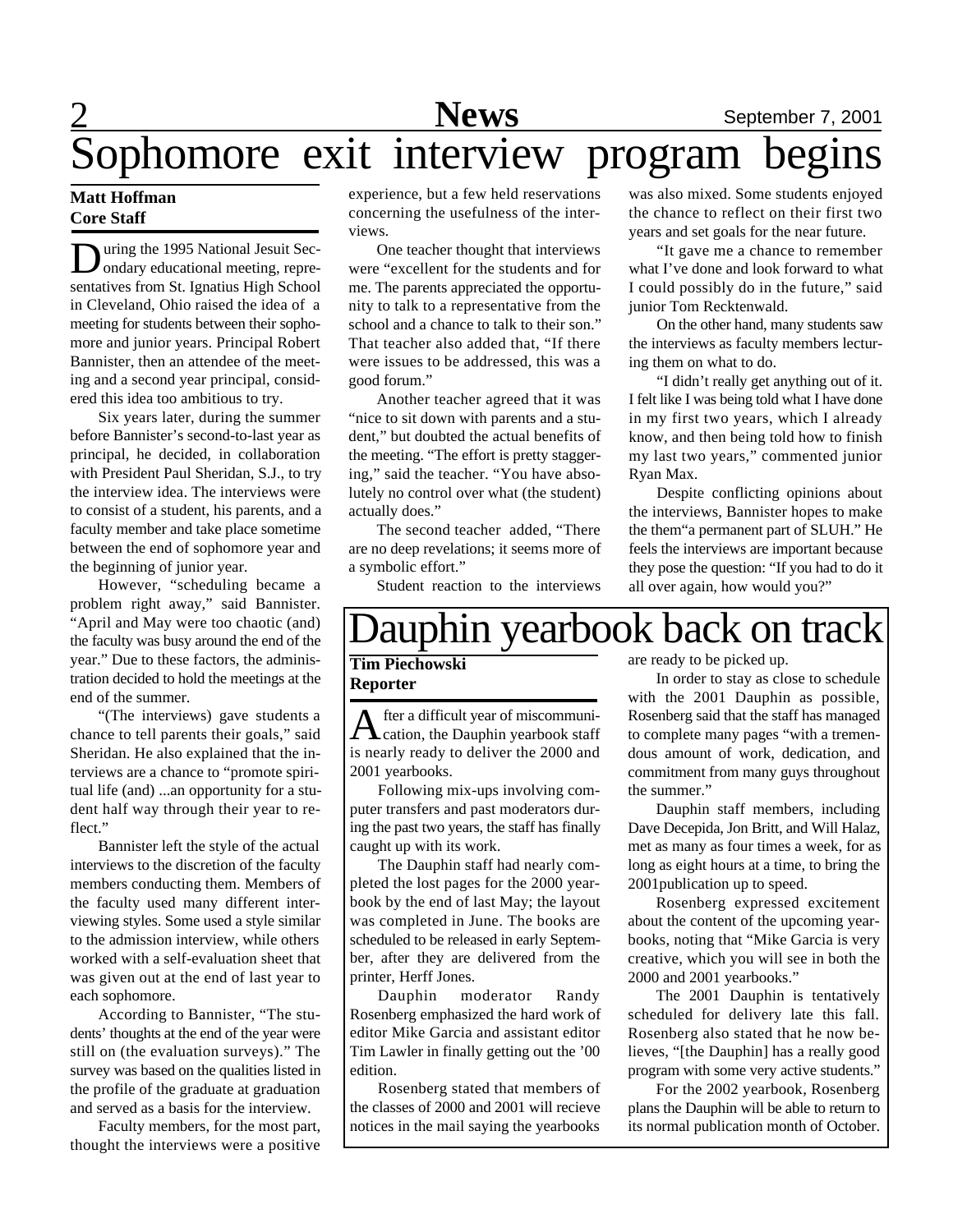# Sophomore exit interview program begins

**Matt Hoffman**
**Core Staff**

During the 1995 National Jesuit Secondary educational meeting, representatives from St. Ignatius High School in Cleveland, Ohio raised the idea of a meeting for students between their sophomore and junior years. Principal Robert Bannister, then an attendee of the meeting and a second year principal, considered this idea too ambitious to try.

Six years later, during the summer before Bannister's second-to-last year as principal, he decided, in collaboration with President Paul Sheridan, S.J., to try the interview idea. The interviews were to consist of a student, his parents, and a faculty member and take place sometime between the end of sophomore year and the beginning of junior year.

However, "scheduling became a problem right away," said Bannister. "April and May were too chaotic (and) the faculty was busy around the end of the year." Due to these factors, the administration decided to hold the meetings at the end of the summer.

"(The interviews) gave students a chance to tell parents their goals," said Sheridan. He also explained that the interviews are a chance to "promote spiritual life (and) ...an opportunity for a student half way through their year to reflect."

Bannister left the style of the actual interviews to the discretion of the faculty members conducting them. Members of the faculty used many different interviewing styles. Some used a style similar to the admission interview, while others worked with a self-evaluation sheet that was given out at the end of last year to each sophomore.

According to Bannister, "The students' thoughts at the end of the year were still on (the evaluation surveys)." The survey was based on the qualities listed in the profile of the graduate at graduation and served as a basis for the interview.

Faculty members, for the most part, thought the interviews were a positive experience, but a few held reservations concerning the usefulness of the interviews.

One teacher thought that interviews were "excellent for the students and for me. The parents appreciated the opportunity to talk to a representative from the school and a chance to talk to their son." That teacher also added that, "If there were issues to be addressed, this was a good forum."

Another teacher agreed that it was "nice to sit down with parents and a student," but doubted the actual benefits of the meeting. "The effort is pretty staggering," said the teacher. "You have absolutely no control over what (the student) actually does."

The second teacher added, "There are no deep revelations; it seems more of a symbolic effort."

Student reaction to the interviews was also mixed. Some students enjoyed the chance to reflect on their first two years and set goals for the near future.

"It gave me a chance to remember what I've done and look forward to what I could possibly do in the future," said junior Tom Recktenwald.

On the other hand, many students saw the interviews as faculty members lecturing them on what to do.

"I didn't really get anything out of it. I felt like I was being told what I have done in my first two years, which I already know, and then being told how to finish my last two years," commented junior Ryan Max.

Despite conflicting opinions about the interviews, Bannister hopes to make the them"a permanent part of SLUH." He feels the interviews are important because they pose the question: "If you had to do it all over again, how would you?"

# Dauphin yearbook back on track

**Tim Piechowski**
**Reporter**

After a difficult year of miscommunication, the Dauphin yearbook staff is nearly ready to deliver the 2000 and 2001 yearbooks.

Following mix-ups involving computer transfers and past moderators during the past two years, the staff has finally caught up with its work.

The Dauphin staff had nearly completed the lost pages for the 2000 yearbook by the end of last May; the layout was completed in June. The books are scheduled to be released in early September, after they are delivered from the printer, Herff Jones.

Dauphin moderator Randy Rosenberg emphasized the hard work of editor Mike Garcia and assistant editor Tim Lawler in finally getting out the '00 edition.

Rosenberg stated that members of the classes of 2000 and 2001 will recieve notices in the mail saying the yearbooks are ready to be picked up.

In order to stay as close to schedule with the 2001 Dauphin as possible, Rosenberg said that the staff has managed to complete many pages "with a tremendous amount of work, dedication, and commitment from many guys throughout the summer."

Dauphin staff members, including Dave Decepida, Jon Britt, and Will Halaz, met as many as four times a week, for as long as eight hours at a time, to bring the 2001publication up to speed.

Rosenberg expressed excitement about the content of the upcoming yearbooks, noting that "Mike Garcia is very creative, which you will see in both the 2000 and 2001 yearbooks."

The 2001 Dauphin is tentatively scheduled for delivery late this fall. Rosenberg also stated that he now believes, "[the Dauphin] has a really good program with some very active students."

For the 2002 yearbook, Rosenberg plans the Dauphin will be able to return to its normal publication month of October.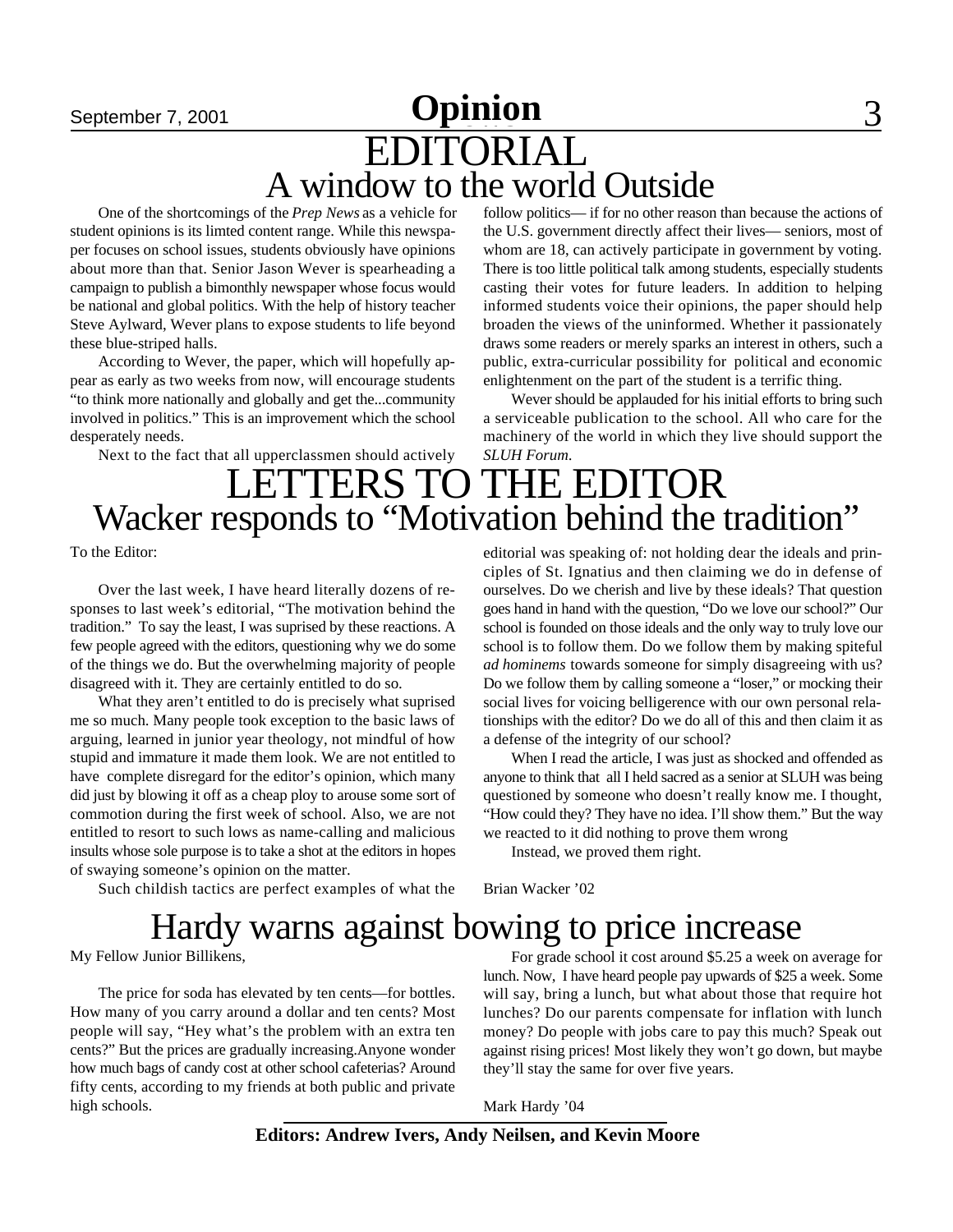# Opinion

## EDITORIAL

## A window to the world Outside

One of the shortcomings of the *Prep News* as a vehicle for student opinions is its limted content range. While this newspaper focuses on school issues, students obviously have opinions about more than that. Senior Jason Wever is spearheading a campaign to publish a bimonthly newspaper whose focus would be national and global politics. With the help of history teacher Steve Aylward, Wever plans to expose students to life beyond these blue-striped halls.

According to Wever, the paper, which will hopefully appear as early as two weeks from now, will encourage students "to think more nationally and globally and get the...community involved in politics." This is an improvement which the school desperately needs.

Next to the fact that all upperclassmen should actively follow politics— if for no other reason than because the actions of the U.S. government directly affect their lives— seniors, most of whom are 18, can actively participate in government by voting. There is too little political talk among students, especially students casting their votes for future leaders. In addition to helping informed students voice their opinions, the paper should help broaden the views of the uninformed. Whether it passionately draws some readers or merely sparks an interest in others, such a public, extra-curricular possibility for political and economic enlightenment on the part of the student is a terrific thing.

Wever should be applauded for his initial efforts to bring such a serviceable publication to the school. All who care for the machinery of the world in which they live should support the *SLUH Forum*.

## LETTERS TO THE EDITOR

## Wacker responds to "Motivation behind the tradition"

To the Editor:

Over the last week, I have heard literally dozens of responses to last week's editorial, "The motivation behind the tradition." To say the least, I was suprised by these reactions. A few people agreed with the editors, questioning why we do some of the things we do. But the overwhelming majority of people disagreed with it. They are certainly entitled to do so.

What they aren't entitled to do is precisely what suprised me so much. Many people took exception to the basic laws of arguing, learned in junior year theology, not mindful of how stupid and immature it made them look. We are not entitled to have complete disregard for the editor's opinion, which many did just by blowing it off as a cheap ploy to arouse some sort of commotion during the first week of school. Also, we are not entitled to resort to such lows as name-calling and malicious insults whose sole purpose is to take a shot at the editors in hopes of swaying someone's opinion on the matter.

Such childish tactics are perfect examples of what the editorial was speaking of: not holding dear the ideals and principles of St. Ignatius and then claiming we do in defense of ourselves. Do we cherish and live by these ideals? That question goes hand in hand with the question, "Do we love our school?" Our school is founded on those ideals and the only way to truly love our school is to follow them. Do we follow them by making spiteful *ad hominems* towards someone for simply disagreeing with us? Do we follow them by calling someone a "loser," or mocking their social lives for voicing belligerence with our own personal relationships with the editor? Do we do all of this and then claim it as a defense of the integrity of our school?

When I read the article, I was just as shocked and offended as anyone to think that all I held sacred as a senior at SLUH was being questioned by someone who doesn't really know me. I thought, "How could they? They have no idea. I'll show them." But the way we reacted to it did nothing to prove them wrong

Instead, we proved them right.

Brian Wacker '02

## Hardy warns against bowing to price increase

My Fellow Junior Billikens,

The price for soda has elevated by ten cents—for bottles. How many of you carry around a dollar and ten cents? Most people will say, "Hey what's the problem with an extra ten cents?" But the prices are gradually increasing.Anyone wonder how much bags of candy cost at other school cafeterias? Around fifty cents, according to my friends at both public and private high schools.

For grade school it cost around $5.25 a week on average for lunch. Now, I have heard people pay upwards of $25 a week. Some will say, bring a lunch, but what about those that require hot lunches? Do our parents compensate for inflation with lunch money? Do people with jobs care to pay this much? Speak out against rising prices! Most likely they won't go down, but maybe they'll stay the same for over five years.

Mark Hardy '04

**Editors: Andrew Ivers, Andy Neilsen, and Kevin Moore**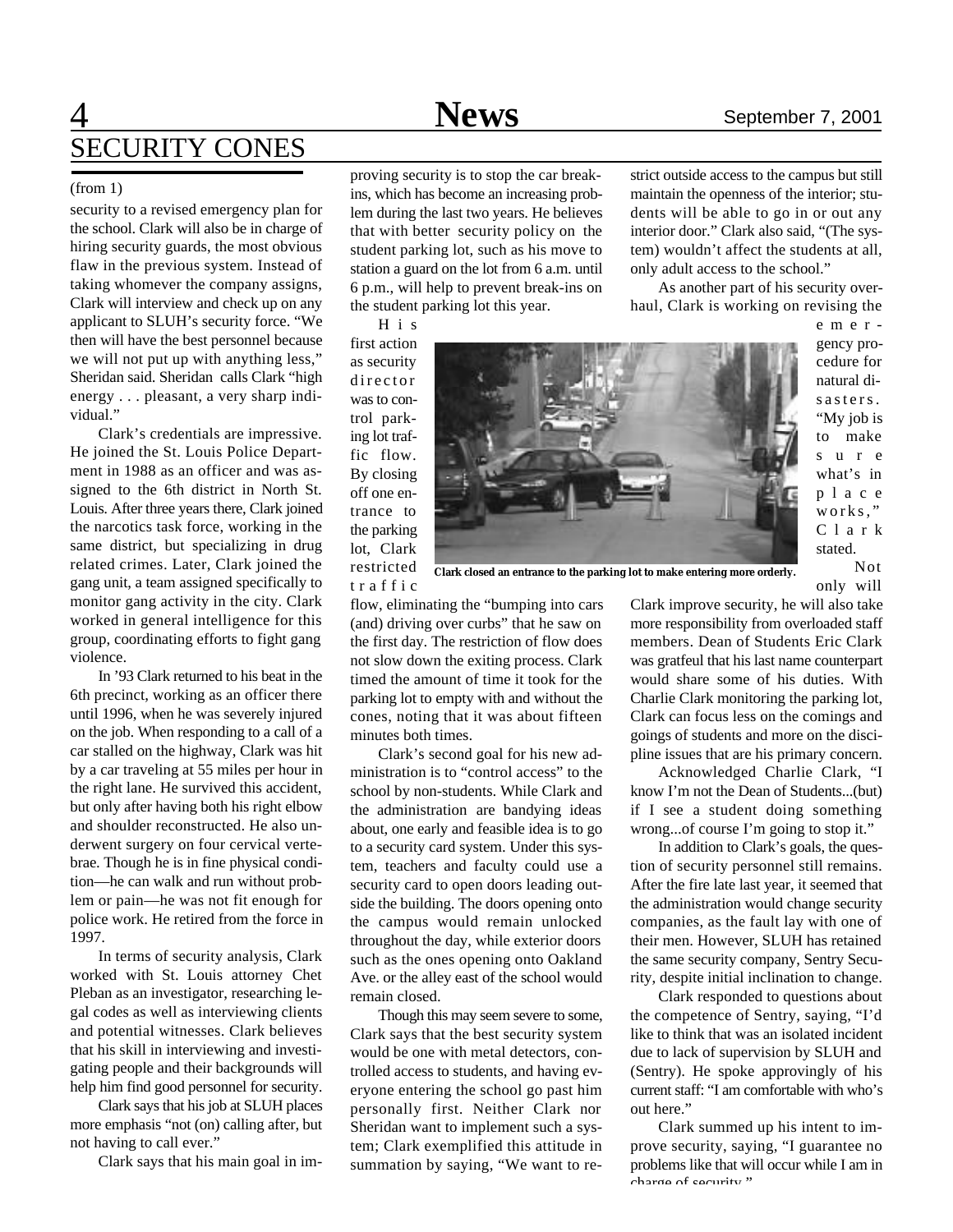# SECURITY CONES

(from 1)

security to a revised emergency plan for the school. Clark will also be in charge of hiring security guards, the most obvious flaw in the previous system. Instead of taking whomever the company assigns, Clark will interview and check up on any applicant to SLUH's security force. "We then will have the best personnel because we will not put up with anything less," Sheridan said. Sheridan calls Clark "high energy . . . pleasant, a very sharp individual."

Clark's credentials are impressive. He joined the St. Louis Police Department in 1988 as an officer and was assigned to the 6th district in North St. Louis. After three years there, Clark joined the narcotics task force, working in the same district, but specializing in drug related crimes. Later, Clark joined the gang unit, a team assigned specifically to monitor gang activity in the city. Clark worked in general intelligence for this group, coordinating efforts to fight gang violence.

In '93 Clark returned to his beat in the 6th precinct, working as an officer there until 1996, when he was severely injured on the job. When responding to a call of a car stalled on the highway, Clark was hit by a car traveling at 55 miles per hour in the right lane. He survived this accident, but only after having both his right elbow and shoulder reconstructed. He also underwent surgery on four cervical vertebrae. Though he is in fine physical condition—he can walk and run without problem or pain—he was not fit enough for police work. He retired from the force in 1997.

In terms of security analysis, Clark worked with St. Louis attorney Chet Pleban as an investigator, researching legal codes as well as interviewing clients and potential witnesses. Clark believes that his skill in interviewing and investigating people and their backgrounds will help him find good personnel for security.

Clark says that his job at SLUH places more emphasis "not (on) calling after, but not having to call ever."

Clark says that his main goal in improving security is to stop the car break-ins, which has become an increasing problem during the last two years. He believes that with better security policy on the student parking lot, such as his move to station a guard on the lot from 6 a.m. until 6 p.m., will help to prevent break-ins on the student parking lot this year.

His first action as security director was to control parking lot traffic flow. By closing off one entrance to the parking lot, Clark restricted traffic flow, eliminating the "bumping into cars (and) driving over curbs" that he saw on the first day. The restriction of flow does not slow down the exiting process. Clark timed the amount of time it took for the parking lot to empty with and without the cones, noting that it was about fifteen minutes both times.

Clark closed an entrance to the parking lot to make entering more orderly.

Clark's second goal for his new administration is to "control access" to the school by non-students. While Clark and the administration are bandying ideas about, one early and feasible idea is to go to a security card system. Under this system, teachers and faculty could use a security card to open doors leading outside the building. The doors opening onto the campus would remain unlocked throughout the day, while exterior doors such as the ones opening onto Oakland Ave. or the alley east of the school would remain closed.

Though this may seem severe to some, Clark says that the best security system would be one with metal detectors, controlled access to students, and having everyone entering the school go past him personally first. Neither Clark nor Sheridan want to implement such a system; Clark exemplified this attitude in summation by saying, "We want to restrict outside access to the campus but still maintain the openness of the interior; students will be able to go in or out any interior door." Clark also said, "(The system) wouldn't affect the students at all, only adult access to the school."

As another part of his security overhaul, Clark is working on revising the emergency procedure for natural disasters. "My job is to make sure what's in place works," Clark stated.

Not only will Clark improve security, he will also take more responsibility from overloaded staff members. Dean of Students Eric Clark was gratfeul that his last name counterpart would share some of his duties. With Charlie Clark monitoring the parking lot, Clark can focus less on the comings and goings of students and more on the discipline issues that are his primary concern.

Acknowledged Charlie Clark, "I know I'm not the Dean of Students...(but) if I see a student doing something wrong...of course I'm going to stop it."

In addition to Clark's goals, the question of security personnel still remains. After the fire late last year, it seemed that the administration would change security companies, as the fault lay with one of their men. However, SLUH has retained the same security company, Sentry Security, despite initial inclination to change.

Clark responded to questions about the competence of Sentry, saying, "I'd like to think that was an isolated incident due to lack of supervision by SLUH and (Sentry). He spoke approvingly of his current staff: "I am comfortable with who's out here."

Clark summed up his intent to improve security, saying, "I guarantee no problems like that will occur while I am in charge of security."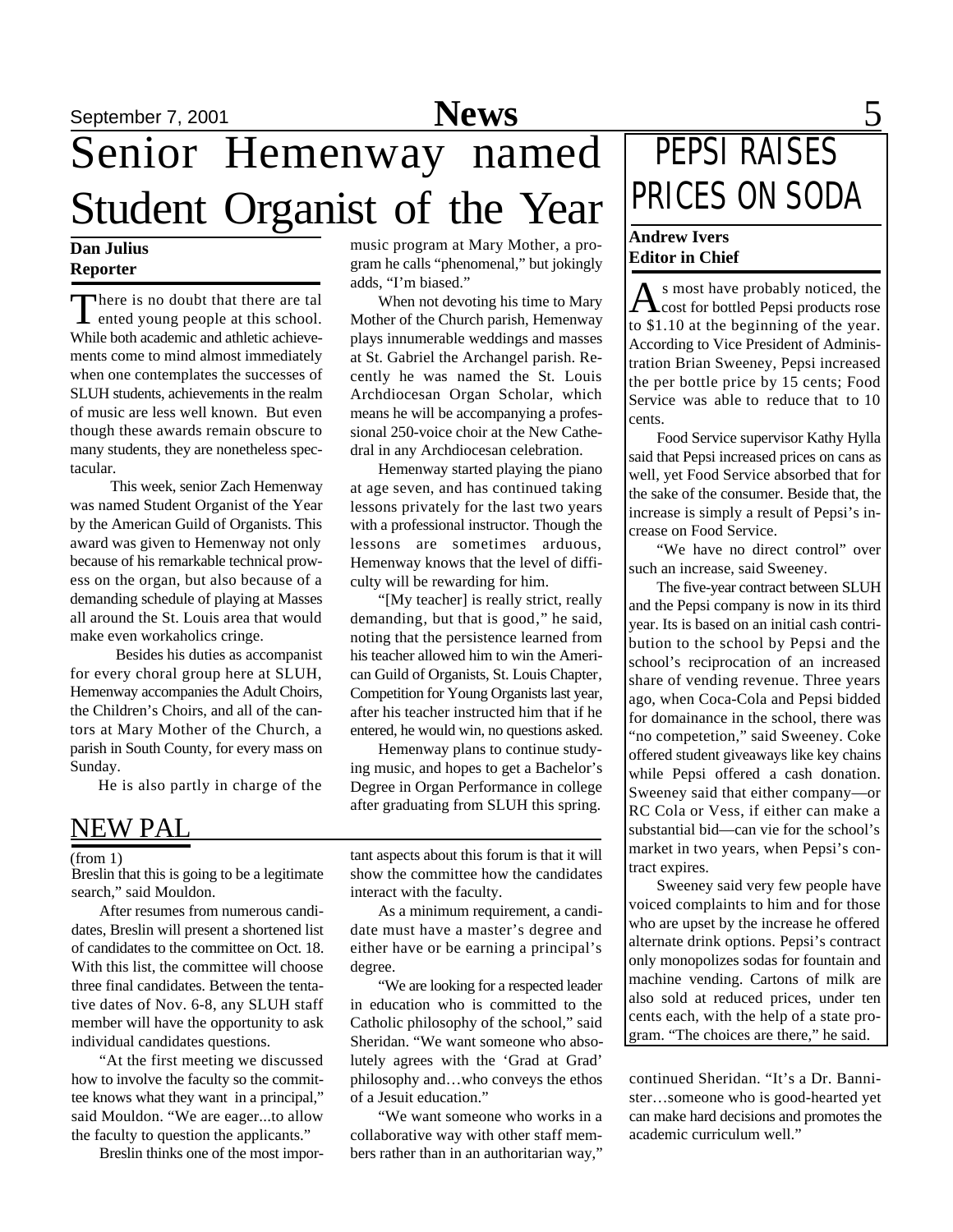# Senior Hemenway named Student Organist of the Year

**Dan Julius**
**Reporter**

There is no doubt that there are talented young people at this school. While both academic and athletic achievements come to mind almost immediately when one contemplates the successes of SLUH students, achievements in the realm of music are less well known. But even though these awards remain obscure to many students, they are nonetheless spectacular.

This week, senior Zach Hemenway was named Student Organist of the Year by the American Guild of Organists. This award was given to Hemenway not only because of his remarkable technical prowess on the organ, but also because of a demanding schedule of playing at Masses all around the St. Louis area that would make even workaholics cringe.

Besides his duties as accompanist for every choral group here at SLUH, Hemenway accompanies the Adult Choirs, the Children's Choirs, and all of the cantors at Mary Mother of the Church, a parish in South County, for every mass on Sunday.

He is also partly in charge of the music program at Mary Mother, a program he calls "phenomenal," but jokingly adds, "I'm biased."

When not devoting his time to Mary Mother of the Church parish, Hemenway plays innumerable weddings and masses at St. Gabriel the Archangel parish. Recently he was named the St. Louis Archdiocesan Organ Scholar, which means he will be accompanying a professional 250-voice choir at the New Cathedral in any Archdiocesan celebration.

Hemenway started playing the piano at age seven, and has continued taking lessons privately for the last two years with a professional instructor. Though the lessons are sometimes arduous, Hemenway knows that the level of difficulty will be rewarding for him.

"[My teacher] is really strict, really demanding, but that is good," he said, noting that the persistence learned from his teacher allowed him to win the American Guild of Organists, St. Louis Chapter, Competition for Young Organists last year, after his teacher instructed him that if he entered, he would win, no questions asked.

Hemenway plans to continue studying music, and hopes to get a Bachelor's Degree in Organ Performance in college after graduating from SLUH this spring.

## NEW PAL

(from 1)

Breslin that this is going to be a legitimate search," said Mouldon.

After resumes from numerous candidates, Breslin will present a shortened list of candidates to the committee on Oct. 18. With this list, the committee will choose three final candidates. Between the tentative dates of Nov. 6-8, any SLUH staff member will have the opportunity to ask individual candidates questions.

"At the first meeting we discussed how to involve the faculty so the committee knows what they want in a principal," said Mouldon. "We are eager...to allow the faculty to question the applicants."

Breslin thinks one of the most important aspects about this forum is that it will show the committee how the candidates interact with the faculty.

As a minimum requirement, a candidate must have a master's degree and either have or be earning a principal's degree.

"We are looking for a respected leader in education who is committed to the Catholic philosophy of the school," said Sheridan. "We want someone who absolutely agrees with the 'Grad at Grad' philosophy and…who conveys the ethos of a Jesuit education."

"We want someone who works in a collaborative way with other staff members rather than in an authoritarian way," continued Sheridan. "It's a Dr. Bannister…someone who is good-hearted yet can make hard decisions and promotes the academic curriculum well."

# PEPSI RAISES PRICES ON SODA

**Andrew Ivers**
**Editor in Chief**

As most have probably noticed, the cost for bottled Pepsi products rose to $1.10 at the beginning of the year. According to Vice President of Administration Brian Sweeney, Pepsi increased the per bottle price by 15 cents; Food Service was able to reduce that to 10 cents.

Food Service supervisor Kathy Hylla said that Pepsi increased prices on cans as well, yet Food Service absorbed that for the sake of the consumer. Beside that, the increase is simply a result of Pepsi's increase on Food Service.

"We have no direct control" over such an increase, said Sweeney.

The five-year contract between SLUH and the Pepsi company is now in its third year. Its is based on an initial cash contribution to the school by Pepsi and the school's reciprocation of an increased share of vending revenue. Three years ago, when Coca-Cola and Pepsi bidded for domainance in the school, there was "no competetion," said Sweeney. Coke offered student giveaways like key chains while Pepsi offered a cash donation. Sweeney said that either company—or RC Cola or Vess, if either can make a substantial bid—can vie for the school's market in two years, when Pepsi's contract expires.

Sweeney said very few people have voiced complaints to him and for those who are upset by the increase he offered alternate drink options. Pepsi's contract only monopolizes sodas for fountain and machine vending. Cartons of milk are also sold at reduced prices, under ten cents each, with the help of a state program. "The choices are there," he said.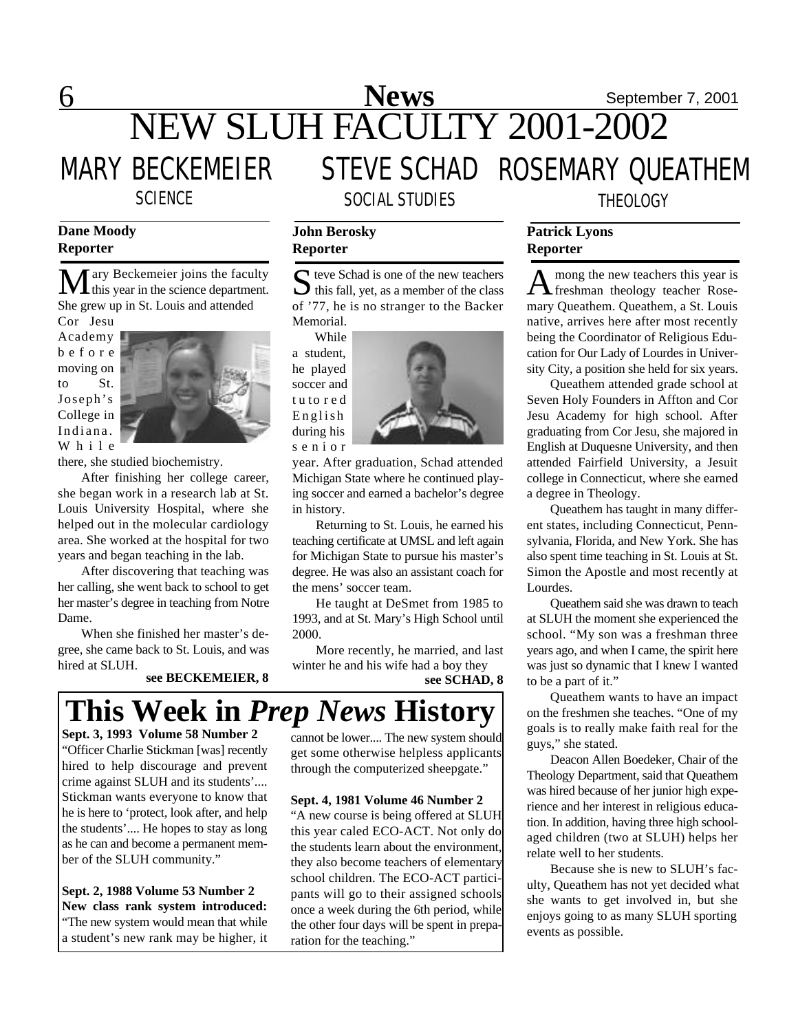# NEW SLUH FACULTY 2001-2002

## MARY BECKEMEIER

### SCIENCE

**Dane Moody**
**Reporter**

Mary Beckemeier joins the faculty this year in the science department. She grew up in St. Louis and attended Cor Jesu Academy before moving on to St. Joseph's College in Indiana. While there, she studied biochemistry.

After finishing her college career, she began work in a research lab at St. Louis University Hospital, where she helped out in the molecular cardiology area. She worked at the hospital for two years and began teaching in the lab.

After discovering that teaching was her calling, she went back to school to get her master's degree in teaching from Notre Dame.

When she finished her master's degree, she came back to St. Louis, and was hired at SLUH.

**see BECKEMEIER, 8**

## STEVE SCHAD

### SOCIAL STUDIES

**John Berosky**
**Reporter**

Steve Schad is one of the new teachers this fall, yet, as a member of the class of '77, he is no stranger to the Backer Memorial.

While a student, he played soccer and tutored English during his senior year. After graduation, Schad attended Michigan State where he continued playing soccer and earned a bachelor's degree in history.

Returning to St. Louis, he earned his teaching certificate at UMSL and left again for Michigan State to pursue his master's degree. He was also an assistant coach for the mens' soccer team.

He taught at DeSmet from 1985 to 1993, and at St. Mary's High School until 2000.

More recently, he married, and last winter he and his wife had a boy they

**see SCHAD, 8**

## ROSEMARY QUEATHEM

### THEOLOGY

**Patrick Lyons**
**Reporter**

Among the new teachers this year is freshman theology teacher Rosemary Queathem. Queathem, a St. Louis native, arrives here after most recently being the Coordinator of Religious Education for Our Lady of Lourdes in University City, a position she held for six years.

Queathem attended grade school at Seven Holy Founders in Affton and Cor Jesu Academy for high school. After graduating from Cor Jesu, she majored in English at Duquesne University, and then attended Fairfield University, a Jesuit college in Connecticut, where she earned a degree in Theology.

Queathem has taught in many different states, including Connecticut, Pennsylvania, Florida, and New York. She has also spent time teaching in St. Louis at St. Simon the Apostle and most recently at Lourdes.

Queathem said she was drawn to teach at SLUH the moment she experienced the school. "My son was a freshman three years ago, and when I came, the spirit here was just so dynamic that I knew I wanted to be a part of it."

Queathem wants to have an impact on the freshmen she teaches. "One of my goals is to really make faith real for the guys," she stated.

Deacon Allen Boedeker, Chair of the Theology Department, said that Queathem was hired because of her junior high experience and her interest in religious education. In addition, having three high school-aged children (two at SLUH) helps her relate well to her students.

Because she is new to SLUH's faculty, Queathem has not yet decided what she wants to get involved in, but she enjoys going to as many SLUH sporting events as possible.

# This Week in *Prep News* History

**Sept. 3, 1993 Volume 58 Number 2**
"Officer Charlie Stickman [was] recently hired to help discourage and prevent crime against SLUH and its students'.... Stickman wants everyone to know that he is here to 'protect, look after, and help the students'.... He hopes to stay as long as he can and become a permanent member of the SLUH community."

**Sept. 2, 1988 Volume 53 Number 2**
**New class rank system introduced:** "The new system would mean that while a student's new rank may be higher, it cannot be lower.... The new system should get some otherwise helpless applicants through the computerized sheepgate."

**Sept. 4, 1981 Volume 46 Number 2**
"A new course is being offered at SLUH this year caled ECO-ACT. Not only do the students learn about the environment, they also become teachers of elementary school children. The ECO-ACT participants will go to their assigned schools once a week during the 6th period, while the other four days will be spent in preparation for the teaching."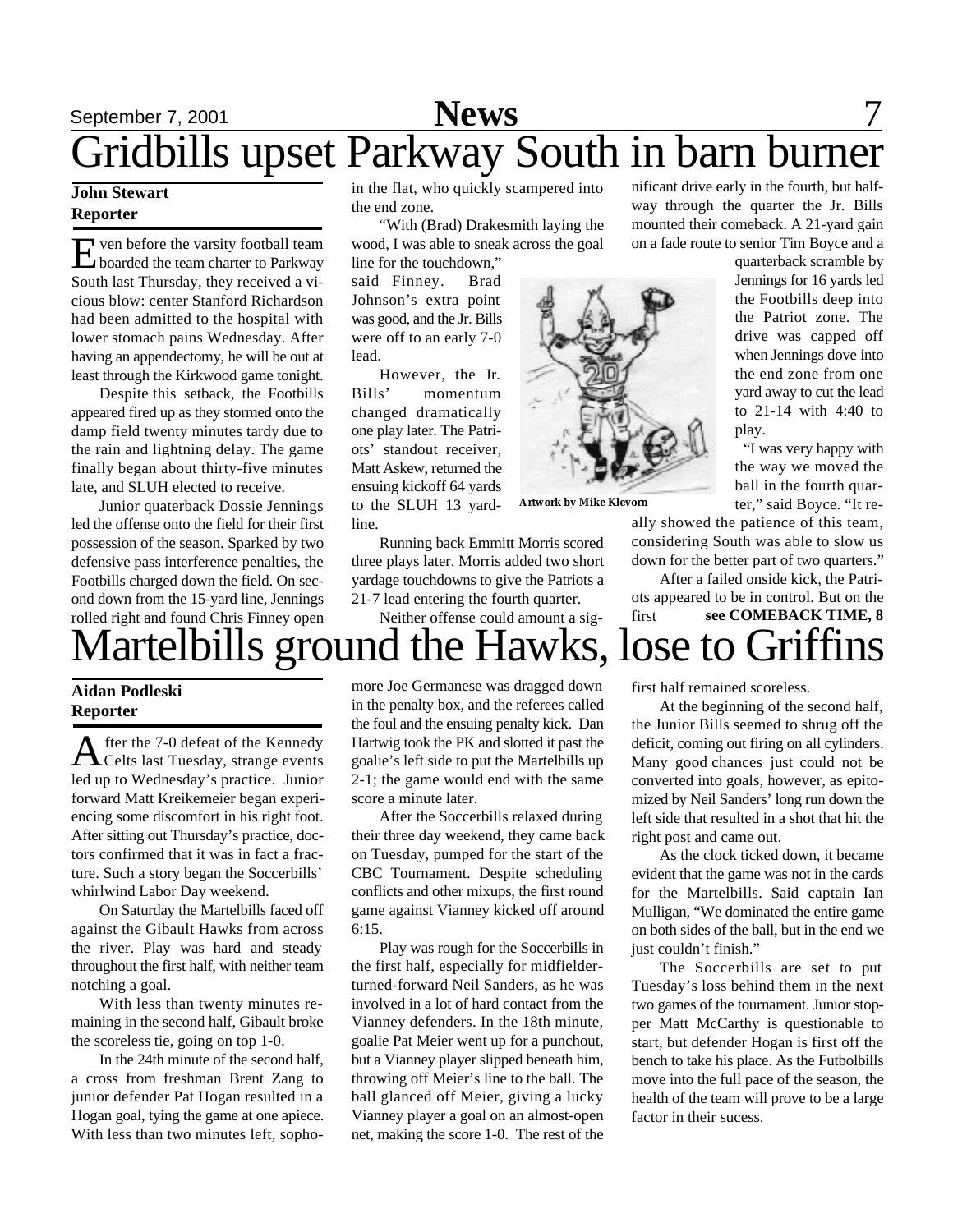# Gridbills upset Parkway South in barn burner

**John Stewart**
**Reporter**

Even before the varsity football team boarded the team charter to Parkway South last Thursday, they received a vicious blow: center Stanford Richardson had been admitted to the hospital with lower stomach pains Wednesday. After having an appendectomy, he will be out at least through the Kirkwood game tonight.

Despite this setback, the Footbills appeared fired up as they stormed onto the damp field twenty minutes tardy due to the rain and lightning delay. The game finally began about thirty-five minutes late, and SLUH elected to receive.

Junior quaterback Dossie Jennings led the offense onto the field for their first possession of the season. Sparked by two defensive pass interference penalties, the Footbills charged down the field. On second down from the 15-yard line, Jennings rolled right and found Chris Finney open in the flat, who quickly scampered into the end zone.

"With (Brad) Drakesmith laying the wood, I was able to sneak across the goal line for the touchdown," said Finney. Brad Johnson's extra point was good, and the Jr. Bills were off to an early 7-0 lead.

However, the Jr. Bills' momentum changed dramatically one play later. The Patriots' standout receiver, Matt Askew, returned the ensuing kickoff 64 yards to the SLUH 13 yard-line.

Running back Emmitt Morris scored three plays later. Morris added two short yardage touchdowns to give the Patriots a 21-7 lead entering the fourth quarter.

Neither offense could amount a significant drive early in the fourth, but halfway through the quarter the Jr. Bills mounted their comeback. A 21-yard gain on a fade route to senior Tim Boyce and a quarterback scramble by Jennings for 16 yards led the Footbills deep into the Patriot zone. The drive was capped off when Jennings dove into the end zone from one yard away to cut the lead to 21-14 with 4:40 to play.

**Artwork by Mike Klevorn**

"I was very happy with the way we moved the ball in the fourth quarter," said Boyce. "It really showed the patience of this team, considering South was able to slow us down for the better part of two quarters."

After a failed onside kick, the Patriots appeared to be in control. But on the first **see COMEBACK TIME, 8**

# Martelbills ground the Hawks, lose to Griffins

**Aidan Podleski**
**Reporter**

After the 7-0 defeat of the Kennedy Celts last Tuesday, strange events led up to Wednesday's practice. Junior forward Matt Kreikemeier began experiencing some discomfort in his right foot. After sitting out Thursday's practice, doctors confirmed that it was in fact a fracture. Such a story began the Soccerbills' whirlwind Labor Day weekend.

On Saturday the Martelbills faced off against the Gibault Hawks from across the river. Play was hard and steady throughout the first half, with neither team notching a goal.

With less than twenty minutes remaining in the second half, Gibault broke the scoreless tie, going on top 1-0.

In the 24th minute of the second half, a cross from freshman Brent Zang to junior defender Pat Hogan resulted in a Hogan goal, tying the game at one apiece. With less than two minutes left, sophomore Joe Germanese was dragged down in the penalty box, and the referees called the foul and the ensuing penalty kick. Dan Hartwig took the PK and slotted it past the goalie's left side to put the Martelbills up 2-1; the game would end with the same score a minute later.

After the Soccerbills relaxed during their three day weekend, they came back on Tuesday, pumped for the start of the CBC Tournament. Despite scheduling conflicts and other mixups, the first round game against Vianney kicked off around 6:15.

Play was rough for the Soccerbills in the first half, especially for midfielder-turned-forward Neil Sanders, as he was involved in a lot of hard contact from the Vianney defenders. In the 18th minute, goalie Pat Meier went up for a punchout, but a Vianney player slipped beneath him, throwing off Meier's line to the ball. The ball glanced off Meier, giving a lucky Vianney player a goal on an almost-open net, making the score 1-0. The rest of the first half remained scoreless.

At the beginning of the second half, the Junior Bills seemed to shrug off the deficit, coming out firing on all cylinders. Many good chances just could not be converted into goals, however, as epitomized by Neil Sanders' long run down the left side that resulted in a shot that hit the right post and came out.

As the clock ticked down, it became evident that the game was not in the cards for the Martelbills. Said captain Ian Mulligan, "We dominated the entire game on both sides of the ball, but in the end we just couldn't finish."

The Soccerbills are set to put Tuesday's loss behind them in the next two games of the tournament. Junior stopper Matt McCarthy is questionable to start, but defender Hogan is first off the bench to take his place. As the Futbolbills move into the full pace of the season, the health of the team will prove to be a large factor in their sucess.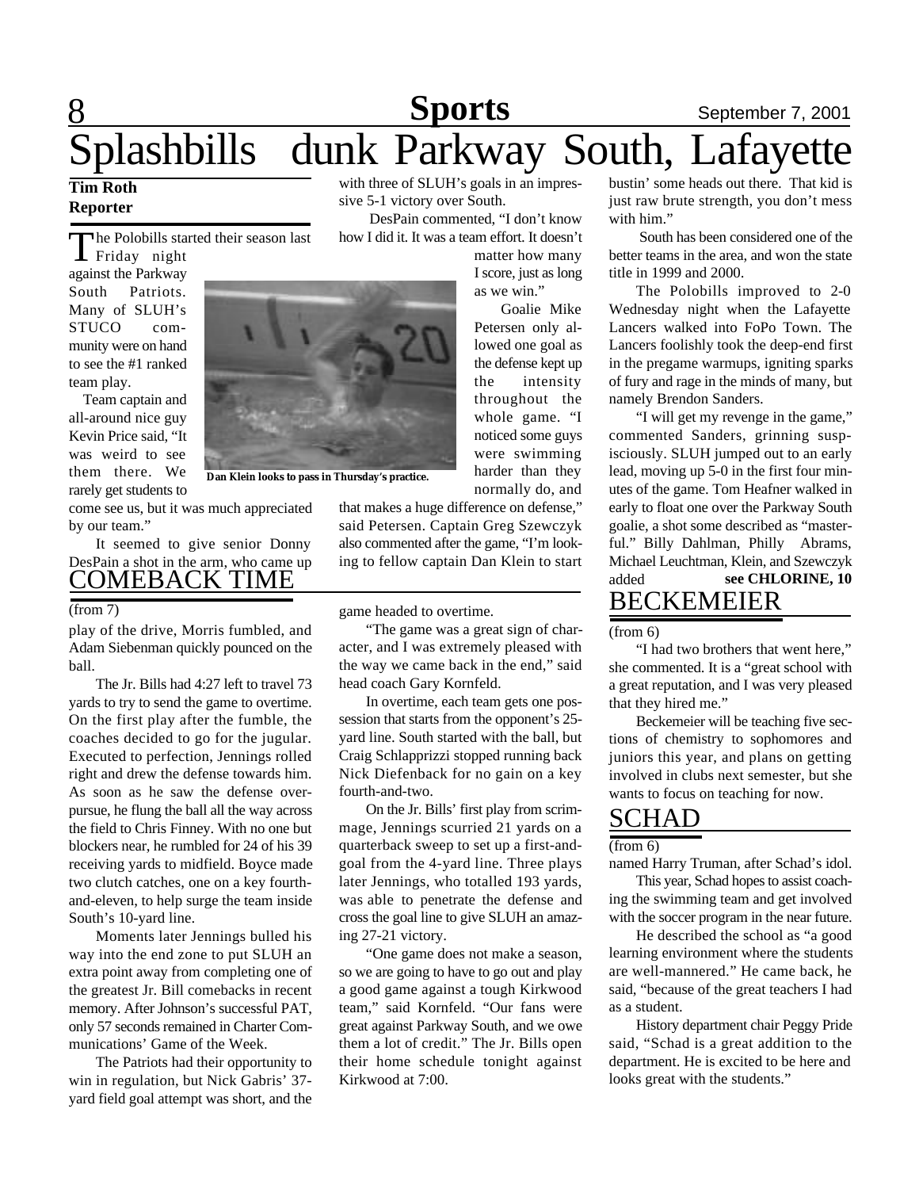# Splashbills dunk Parkway South, Lafayette

**Tim Roth**
**Reporter**

The Polobills started their season last Friday night against the Parkway South Patriots. Many of SLUH's STUCO community were on hand to see the #1 ranked team play.

Team captain and all-around nice guy Kevin Price said, "It was weird to see them there. We rarely get students to come see us, but it was much appreciated by our team."

It seemed to give senior Donny DesPain a shot in the arm, who came up with three of SLUH's goals in an impressive 5-1 victory over South.

DesPain commented, "I don't know how I did it. It was a team effort. It doesn't matter how many I score, just as long as we win."

Goalie Mike Petersen only allowed one goal as the defense kept up the intensity throughout the whole game. "I noticed some guys were swimming harder than they normally do, and that makes a huge difference on defense," said Petersen. Captain Greg Szewczyk also commented after the game, "I'm looking to fellow captain Dan Klein to start bustin' some heads out there. That kid is just raw brute strength, you don't mess with him."

**Dan Klein looks to pass in Thursday's practice.**

South has been considered one of the better teams in the area, and won the state title in 1999 and 2000.

The Polobills improved to 2-0 Wednesday night when the Lafayette Lancers walked into FoPo Town. The Lancers foolishly took the deep-end first in the pregame warmups, igniting sparks of fury and rage in the minds of many, but namely Brendon Sanders.

"I will get my revenge in the game," commented Sanders, grinning suspisciously. SLUH jumped out to an early lead, moving up 5-0 in the first four minutes of the game. Tom Heafner walked in early to float one over the Parkway South goalie, a shot some described as "masterful." Billy Dahlman, Philly Abrams, Michael Leuchtman, Klein, and Szewczyk added **see CHLORINE, 10**

## COMEBACK TIME

(from 7)

play of the drive, Morris fumbled, and Adam Siebenman quickly pounced on the ball.

The Jr. Bills had 4:27 left to travel 73 yards to try to send the game to overtime. On the first play after the fumble, the coaches decided to go for the jugular. Executed to perfection, Jennings rolled right and drew the defense towards him. As soon as he saw the defense overpursue, he flung the ball all the way across the field to Chris Finney. With no one but blockers near, he rumbled for 24 of his 39 receiving yards to midfield. Boyce made two clutch catches, one on a key fourth-and-eleven, to help surge the team inside South's 10-yard line.

Moments later Jennings bulled his way into the end zone to put SLUH an extra point away from completing one of the greatest Jr. Bill comebacks in recent memory. After Johnson's successful PAT, only 57 seconds remained in Charter Communications' Game of the Week.

The Patriots had their opportunity to win in regulation, but Nick Gabris' 37-yard field goal attempt was short, and the game headed to overtime.

"The game was a great sign of character, and I was extremely pleased with the way we came back in the end," said head coach Gary Kornfeld.

In overtime, each team gets one possession that starts from the opponent's 25-yard line. South started with the ball, but Craig Schlapprizzi stopped running back Nick Diefenback for no gain on a key fourth-and-two.

On the Jr. Bills' first play from scrimmage, Jennings scurried 21 yards on a quarterback sweep to set up a first-and-goal from the 4-yard line. Three plays later Jennings, who totalled 193 yards, was able to penetrate the defense and cross the goal line to give SLUH an amazing 27-21 victory.

"One game does not make a season, so we are going to have to go out and play a good game against a tough Kirkwood team," said Kornfeld. "Our fans were great against Parkway South, and we owe them a lot of credit." The Jr. Bills open their home schedule tonight against Kirkwood at 7:00.

## BECKEMEIER

(from 6)

"I had two brothers that went here," she commented. It is a "great school with a great reputation, and I was very pleased that they hired me."

Beckemeier will be teaching five sections of chemistry to sophomores and juniors this year, and plans on getting involved in clubs next semester, but she wants to focus on teaching for now.

## SCHAD

(from 6)

named Harry Truman, after Schad's idol.

This year, Schad hopes to assist coaching the swimming team and get involved with the soccer program in the near future.

He described the school as "a good learning environment where the students are well-mannered." He came back, he said, "because of the great teachers I had as a student.

History department chair Peggy Pride said, "Schad is a great addition to the department. He is excited to be here and looks great with the students."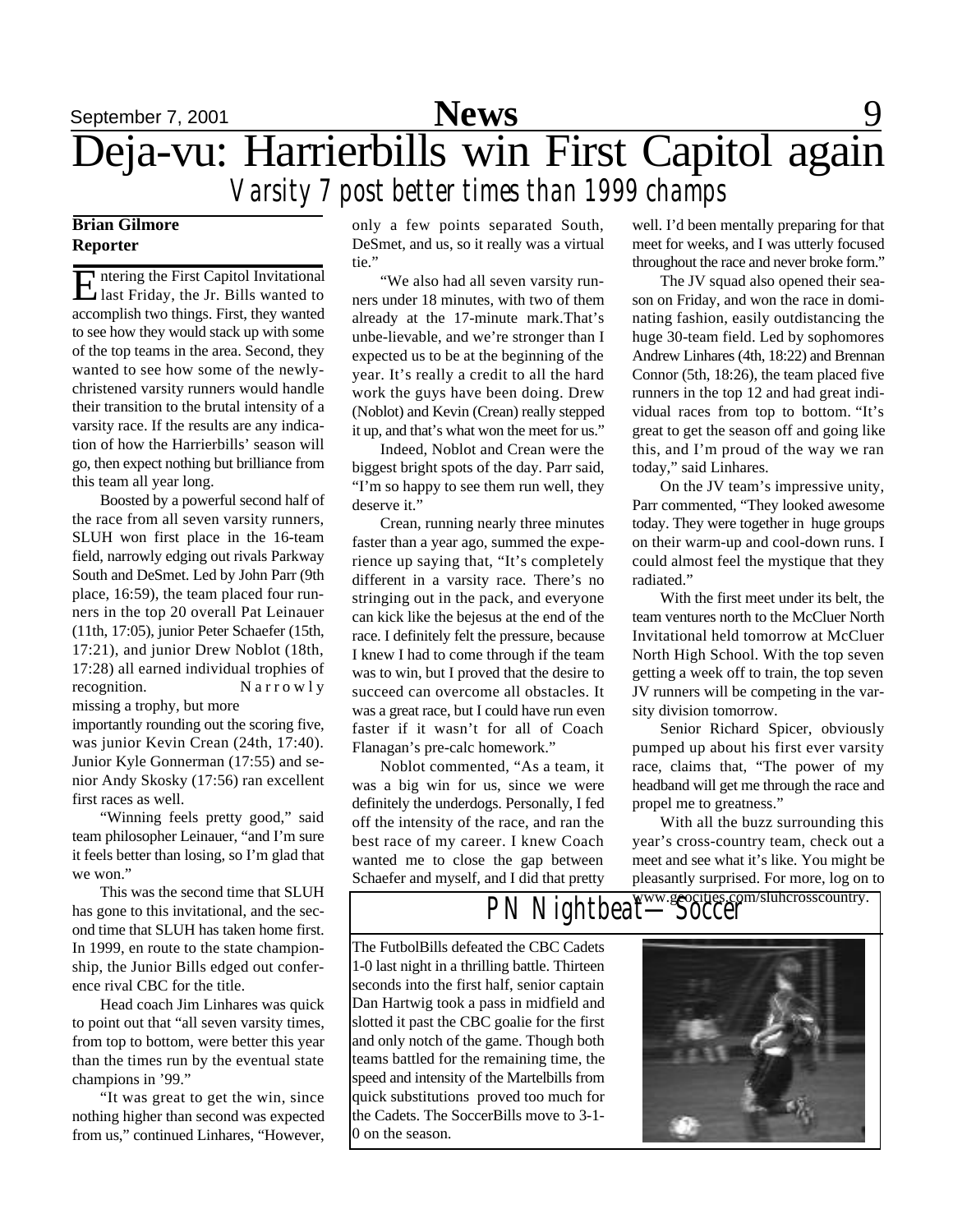# Deja-vu: Harrierbills win First Capitol again

## *Varsity 7 post better times than 1999 champs*

**Brian Gilmore**
**Reporter**

Entering the First Capitol Invitational last Friday, the Jr. Bills wanted to accomplish two things. First, they wanted to see how they would stack up with some of the top teams in the area. Second, they wanted to see how some of the newly-christened varsity runners would handle their transition to the brutal intensity of a varsity race. If the results are any indication of how the Harrierbills' season will go, then expect nothing but brilliance from this team all year long.

Boosted by a powerful second half of the race from all seven varsity runners, SLUH won first place in the 16-team field, narrowly edging out rivals Parkway South and DeSmet. Led by John Parr (9th place, 16:59), the team placed four runners in the top 20 overall Pat Leinauer (11th, 17:05), junior Peter Schaefer (15th, 17:21), and junior Drew Noblot (18th, 17:28) all earned individual trophies of recognition. Narrowly missing a trophy, but more importantly rounding out the scoring five, was junior Kevin Crean (24th, 17:40). Junior Kyle Gonnerman (17:55) and senior Andy Skosky (17:56) ran excellent first races as well.

"Winning feels pretty good," said team philosopher Leinauer, "and I'm sure it feels better than losing, so I'm glad that we won."

This was the second time that SLUH has gone to this invitational, and the second time that SLUH has taken home first. In 1999, en route to the state championship, the Junior Bills edged out conference rival CBC for the title.

Head coach Jim Linhares was quick to point out that "all seven varsity times, from top to bottom, were better this year than the times run by the eventual state champions in '99."

"It was great to get the win, since nothing higher than second was expected from us," continued Linhares, "However, only a few points separated South, DeSmet, and us, so it really was a virtual tie."

"We also had all seven varsity runners under 18 minutes, with two of them already at the 17-minute mark.That's unbe-lievable, and we're stronger than I expected us to be at the beginning of the year. It's really a credit to all the hard work the guys have been doing. Drew (Noblot) and Kevin (Crean) really stepped it up, and that's what won the meet for us."

Indeed, Noblot and Crean were the biggest bright spots of the day. Parr said, "I'm so happy to see them run well, they deserve it."

Crean, running nearly three minutes faster than a year ago, summed the experience up saying that, "It's completely different in a varsity race. There's no stringing out in the pack, and everyone can kick like the bejesus at the end of the race. I definitely felt the pressure, because I knew I had to come through if the team was to win, but I proved that the desire to succeed can overcome all obstacles. It was a great race, but I could have run even faster if it wasn't for all of Coach Flanagan's pre-calc homework."

Noblot commented, "As a team, it was a big win for us, since we were definitely the underdogs. Personally, I fed off the intensity of the race, and ran the best race of my career. I knew Coach wanted me to close the gap between Schaefer and myself, and I did that pretty well. I'd been mentally preparing for that meet for weeks, and I was utterly focused throughout the race and never broke form."

The JV squad also opened their season on Friday, and won the race in dominating fashion, easily outdistancing the huge 30-team field. Led by sophomores Andrew Linhares (4th, 18:22) and Brennan Connor (5th, 18:26), the team placed five runners in the top 12 and had great individual races from top to bottom. "It's great to get the season off and going like this, and I'm proud of the way we ran today," said Linhares.

On the JV team's impressive unity, Parr commented, "They looked awesome today. They were together in huge groups on their warm-up and cool-down runs. I could almost feel the mystique that they radiated."

With the first meet under its belt, the team ventures north to the McCluer North Invitational held tomorrow at McCluer North High School. With the top seven getting a week off to train, the top seven JV runners will be competing in the varsity division tomorrow.

Senior Richard Spicer, obviously pumped up about his first ever varsity race, claims that, "The power of my headband will get me through the race and propel me to greatness."

With all the buzz surrounding this year's cross-country team, check out a meet and see what it's like. You might be pleasantly surprised. For more, log on to www.geocities.com/sluhcrosscountry.

## PN Nightbeat—Soccer

The FutbolBills defeated the CBC Cadets 1-0 last night in a thrilling battle. Thirteen seconds into the first half, senior captain Dan Hartwig took a pass in midfield and slotted it past the CBC goalie for the first and only notch of the game. Though both teams battled for the remaining time, the speed and intensity of the Martelbills from quick substitutions proved too much for the Cadets. The SoccerBills move to 3-1-0 on the season.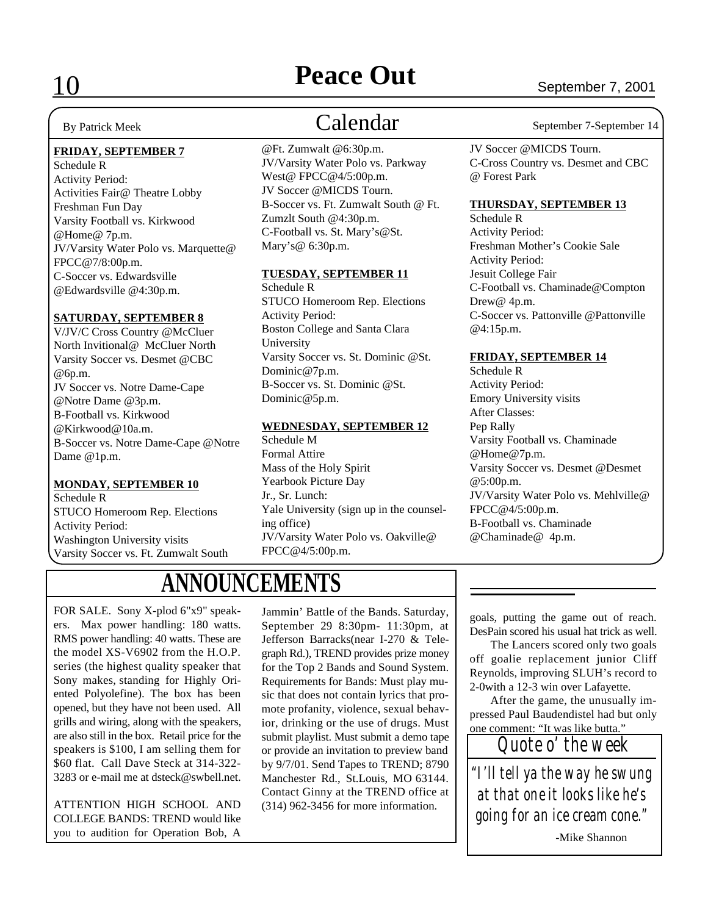# Peace Out

## Calendar

By Patrick Meek

September 7-September 14

**FRIDAY, SEPTEMBER 7**
Schedule R
Activity Period:
Activities Fair@ Theatre Lobby
Freshman Fun Day
Varsity Football vs. Kirkwood @Home@ 7p.m.
JV/Varsity Water Polo vs. Marquette@ FPCC@7/8:00p.m.
C-Soccer vs. Edwardsville @Edwardsville @4:30p.m.

**SATURDAY, SEPTEMBER 8**
V/JV/C Cross Country @McCluer North Invitional@ McCluer North
Varsity Soccer vs. Desmet @CBC @6p.m.
JV Soccer vs. Notre Dame-Cape @Notre Dame @3p.m.
B-Football vs. Kirkwood @Kirkwood@10a.m.
B-Soccer vs. Notre Dame-Cape @Notre Dame @1p.m.

**MONDAY, SEPTEMBER 10**
Schedule R
STUCO Homeroom Rep. Elections
Activity Period:
Washington University visits
Varsity Soccer vs. Ft. Zumwalt South @Ft. Zumwalt @6:30p.m.
JV/Varsity Water Polo vs. Parkway West@ FPCC@4/5:00p.m.
JV Soccer @MICDS Tourn.
B-Soccer vs. Ft. Zumwalt South @ Ft. Zumzlt South @4:30p.m.
C-Football vs. St. Mary's@St. Mary's@ 6:30p.m.

**TUESDAY, SEPTEMBER 11**
Schedule R
STUCO Homeroom Rep. Elections
Activity Period:
Boston College and Santa Clara University
Varsity Soccer vs. St. Dominic @St. Dominic@7p.m.
B-Soccer vs. St. Dominic @St. Dominic@5p.m.

**WEDNESDAY, SEPTEMBER 12**
Schedule M
Formal Attire
Mass of the Holy Spirit
Yearbook Picture Day
Jr., Sr. Lunch:
Yale University (sign up in the counseling office)
JV/Varsity Water Polo vs. Oakville@ FPCC@4/5:00p.m.
JV Soccer @MICDS Tourn.
C-Cross Country vs. Desmet and CBC @ Forest Park

**THURSDAY, SEPTEMBER 13**
Schedule R
Activity Period:
Freshman Mother's Cookie Sale
Activity Period:
Jesuit College Fair
C-Football vs. Chaminade@Compton Drew@ 4p.m.
C-Soccer vs. Pattonville @Pattonville @4:15p.m.

**FRIDAY, SEPTEMBER 14**
Schedule R
Activity Period:
Emory University visits
After Classes:
Pep Rally
Varsity Football vs. Chaminade @Home@7p.m.
Varsity Soccer vs. Desmet @Desmet @5:00p.m.
JV/Varsity Water Polo vs. Mehlville@ FPCC@4/5:00p.m.
B-Football vs. Chaminade @Chaminade@ 4p.m.

## ANNOUNCEMENTS

FOR SALE. Sony X-plod 6"x9" speakers. Max power handling: 180 watts. RMS power handling: 40 watts. These are the model XS-V6902 from the H.O.P. series (the highest quality speaker that Sony makes, standing for Highly Oriented Polyolefine). The box has been opened, but they have not been used. All grills and wiring, along with the speakers, are also still in the box. Retail price for the speakers is $100, I am selling them for $60 flat. Call Dave Steck at 314-322-3283 or e-mail me at dsteck@swbell.net.

ATTENTION HIGH SCHOOL AND COLLEGE BANDS: TREND would like you to audition for Operation Bob, A Jammin' Battle of the Bands. Saturday, September 29 8:30pm- 11:30pm, at Jefferson Barracks(near I-270 & Telegraph Rd.), TREND provides prize money for the Top 2 Bands and Sound System. Requirements for Bands: Must play music that does not contain lyrics that promote profanity, violence, sexual behavior, drinking or the use of drugs. Must submit playlist. Must submit a demo tape or provide an invitation to preview band by 9/7/01. Send Tapes to TREND; 8790 Manchester Rd., St.Louis, MO 63144. Contact Ginny at the TREND office at (314) 962-3456 for more information.

---

goals, putting the game out of reach. DesPain scored his usual hat trick as well.

The Lancers scored only two goals off goalie replacement junior Cliff Reynolds, improving SLUH's record to 2-0with a 12-3 win over Lafayette.

After the game, the unusually impressed Paul Baudendistel had but only one comment: "It was like butta."

### Quote o' the week

"I'll tell ya the way he swung at that one it looks like he's going for an ice cream cone."

-Mike Shannon